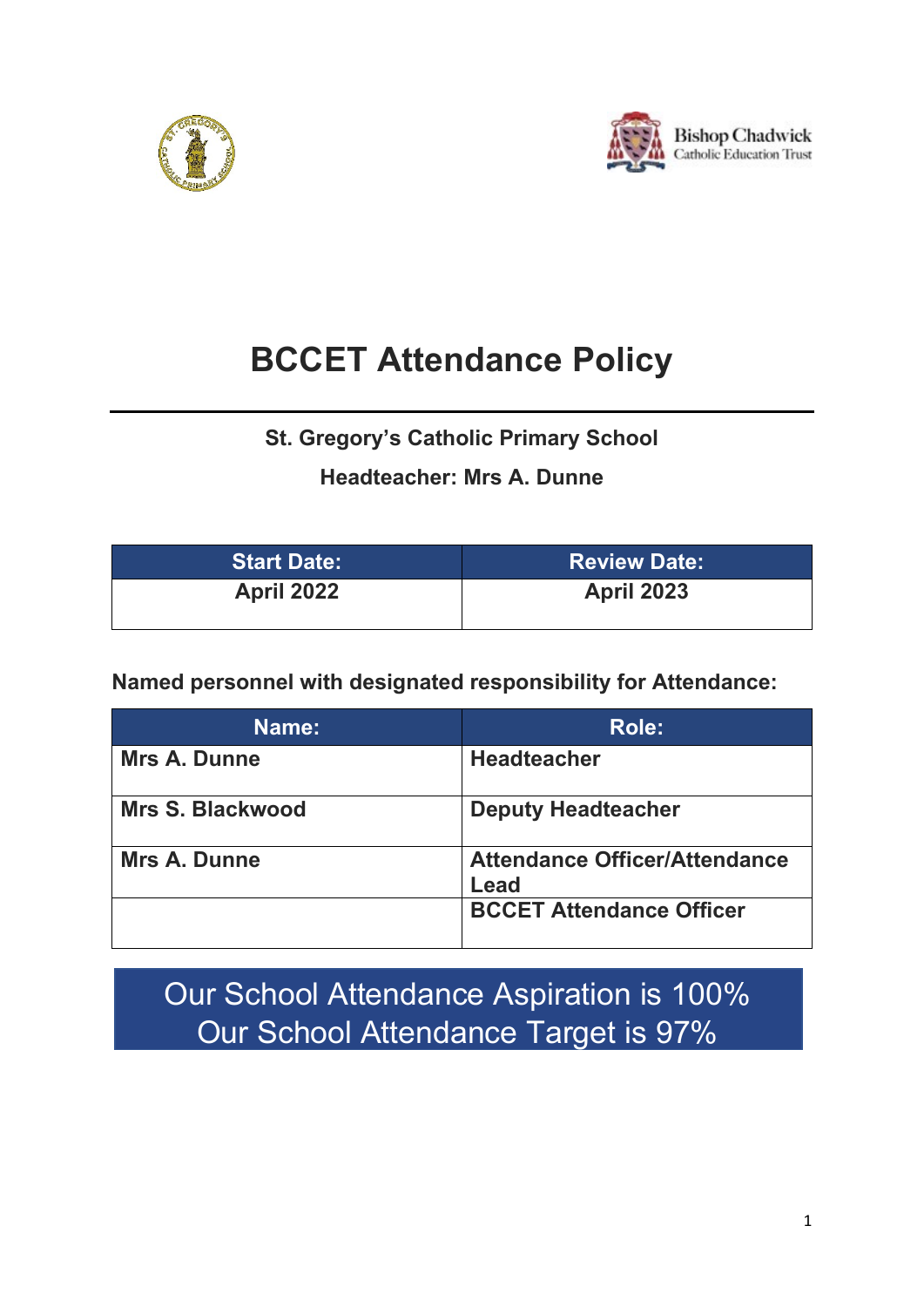# BCCET Attendance Policy

**St. Gregory's Catholic Primary School**

**Headteacher: Mrs A. Dunne**

| Start Date: | Review Date: |
| --- | --- |
| April 2022 | April 2023 |

**Named personnel with designated responsibility for Attendance:**

| Name: | Role: |
| --- | --- |
| Mrs A. Dunne | Headteacher |
| Mrs S. Blackwood | Deputy Headteacher |
| Mrs A. Dunne | Attendance Officer/Attendance Lead |
| | BCCET Attendance Officer |

Our School Attendance Aspiration is 100%
Our School Attendance Target is 97%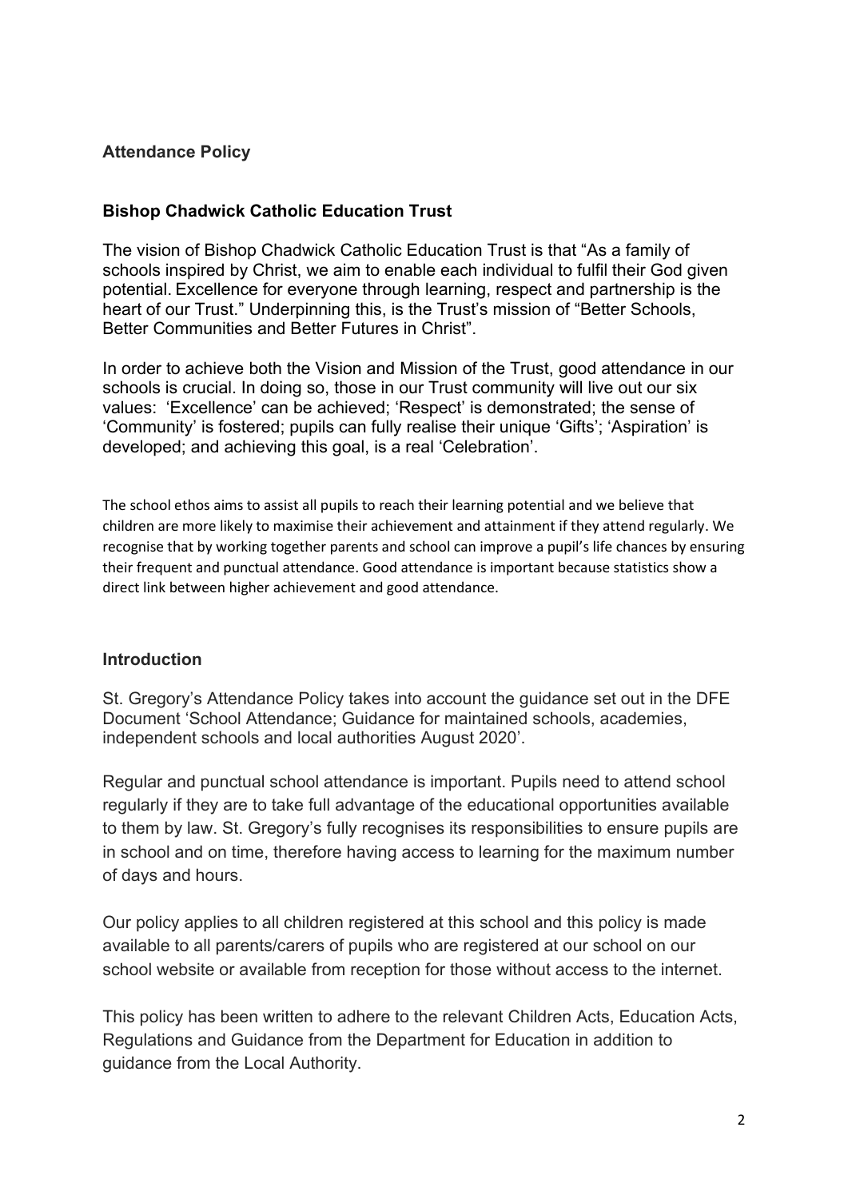## Attendance Policy

## Bishop Chadwick Catholic Education Trust

The vision of Bishop Chadwick Catholic Education Trust is that "As a family of schools inspired by Christ, we aim to enable each individual to fulfil their God given potential. Excellence for everyone through learning, respect and partnership is the heart of our Trust." Underpinning this, is the Trust's mission of "Better Schools, Better Communities and Better Futures in Christ".

In order to achieve both the Vision and Mission of the Trust, good attendance in our schools is crucial. In doing so, those in our Trust community will live out our six values: 'Excellence' can be achieved; 'Respect' is demonstrated; the sense of 'Community' is fostered; pupils can fully realise their unique 'Gifts'; 'Aspiration' is developed; and achieving this goal, is a real 'Celebration'.

The school ethos aims to assist all pupils to reach their learning potential and we believe that children are more likely to maximise their achievement and attainment if they attend regularly. We recognise that by working together parents and school can improve a pupil's life chances by ensuring their frequent and punctual attendance. Good attendance is important because statistics show a direct link between higher achievement and good attendance.

## Introduction

St. Gregory's Attendance Policy takes into account the guidance set out in the DFE Document 'School Attendance; Guidance for maintained schools, academies, independent schools and local authorities August 2020'.

Regular and punctual school attendance is important. Pupils need to attend school regularly if they are to take full advantage of the educational opportunities available to them by law. St. Gregory's fully recognises its responsibilities to ensure pupils are in school and on time, therefore having access to learning for the maximum number of days and hours.

Our policy applies to all children registered at this school and this policy is made available to all parents/carers of pupils who are registered at our school on our school website or available from reception for those without access to the internet.

This policy has been written to adhere to the relevant Children Acts, Education Acts, Regulations and Guidance from the Department for Education in addition to guidance from the Local Authority.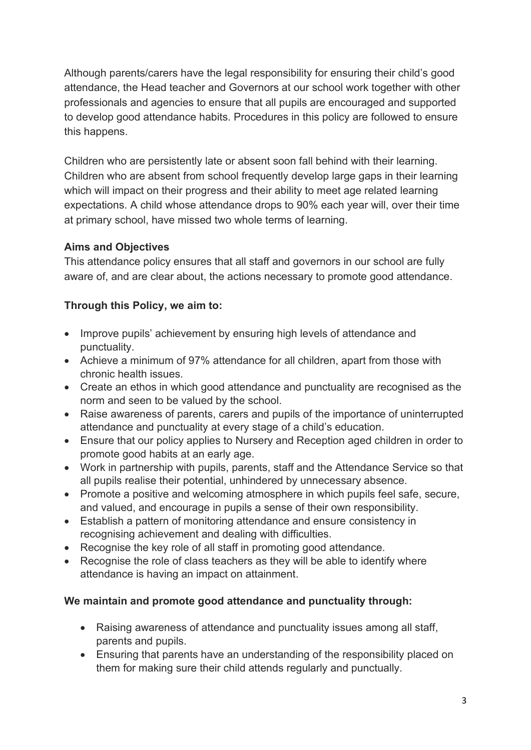Although parents/carers have the legal responsibility for ensuring their child's good attendance, the Head teacher and Governors at our school work together with other professionals and agencies to ensure that all pupils are encouraged and supported to develop good attendance habits. Procedures in this policy are followed to ensure this happens.

Children who are persistently late or absent soon fall behind with their learning. Children who are absent from school frequently develop large gaps in their learning which will impact on their progress and their ability to meet age related learning expectations. A child whose attendance drops to 90% each year will, over their time at primary school, have missed two whole terms of learning.

**Aims and Objectives**

This attendance policy ensures that all staff and governors in our school are fully aware of, and are clear about, the actions necessary to promote good attendance.

**Through this Policy, we aim to:**

- Improve pupils' achievement by ensuring high levels of attendance and punctuality.
- Achieve a minimum of 97% attendance for all children, apart from those with chronic health issues.
- Create an ethos in which good attendance and punctuality are recognised as the norm and seen to be valued by the school.
- Raise awareness of parents, carers and pupils of the importance of uninterrupted attendance and punctuality at every stage of a child's education.
- Ensure that our policy applies to Nursery and Reception aged children in order to promote good habits at an early age.
- Work in partnership with pupils, parents, staff and the Attendance Service so that all pupils realise their potential, unhindered by unnecessary absence.
- Promote a positive and welcoming atmosphere in which pupils feel safe, secure, and valued, and encourage in pupils a sense of their own responsibility.
- Establish a pattern of monitoring attendance and ensure consistency in recognising achievement and dealing with difficulties.
- Recognise the key role of all staff in promoting good attendance.
- Recognise the role of class teachers as they will be able to identify where attendance is having an impact on attainment.

**We maintain and promote good attendance and punctuality through:**

- Raising awareness of attendance and punctuality issues among all staff, parents and pupils.
- Ensuring that parents have an understanding of the responsibility placed on them for making sure their child attends regularly and punctually.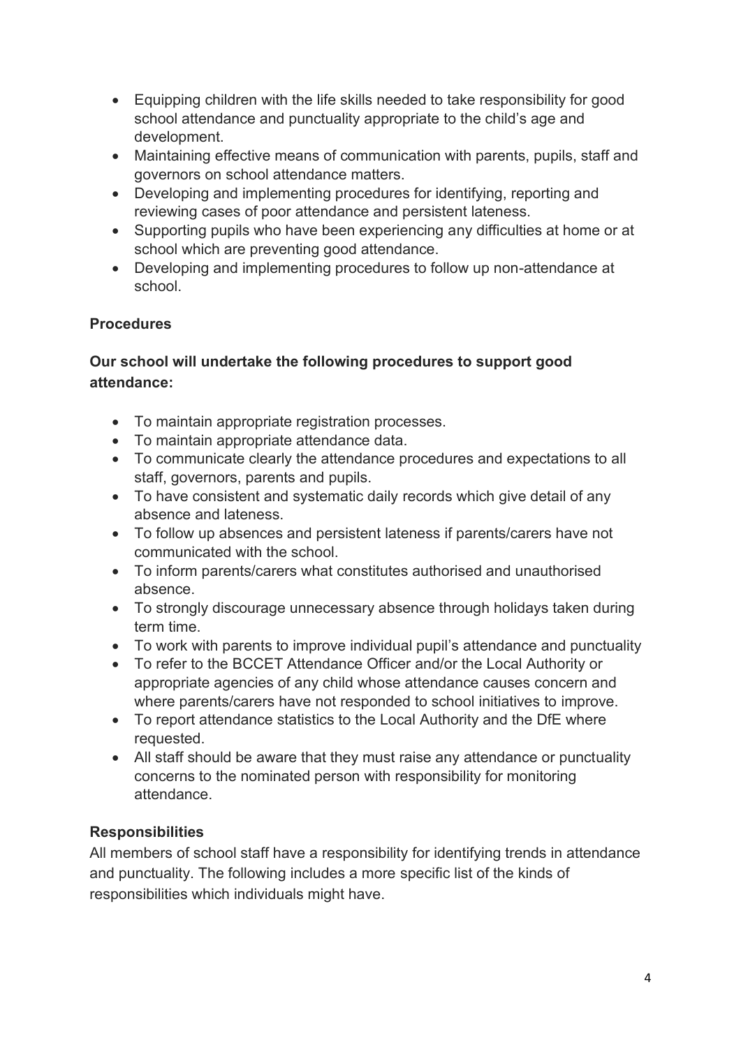- Equipping children with the life skills needed to take responsibility for good school attendance and punctuality appropriate to the child's age and development.
- Maintaining effective means of communication with parents, pupils, staff and governors on school attendance matters.
- Developing and implementing procedures for identifying, reporting and reviewing cases of poor attendance and persistent lateness.
- Supporting pupils who have been experiencing any difficulties at home or at school which are preventing good attendance.
- Developing and implementing procedures to follow up non-attendance at school.

**Procedures**

**Our school will undertake the following procedures to support good attendance:**

- To maintain appropriate registration processes.
- To maintain appropriate attendance data.
- To communicate clearly the attendance procedures and expectations to all staff, governors, parents and pupils.
- To have consistent and systematic daily records which give detail of any absence and lateness.
- To follow up absences and persistent lateness if parents/carers have not communicated with the school.
- To inform parents/carers what constitutes authorised and unauthorised absence.
- To strongly discourage unnecessary absence through holidays taken during term time.
- To work with parents to improve individual pupil's attendance and punctuality
- To refer to the BCCET Attendance Officer and/or the Local Authority or appropriate agencies of any child whose attendance causes concern and where parents/carers have not responded to school initiatives to improve.
- To report attendance statistics to the Local Authority and the DfE where requested.
- All staff should be aware that they must raise any attendance or punctuality concerns to the nominated person with responsibility for monitoring attendance.

**Responsibilities**

All members of school staff have a responsibility for identifying trends in attendance and punctuality. The following includes a more specific list of the kinds of responsibilities which individuals might have.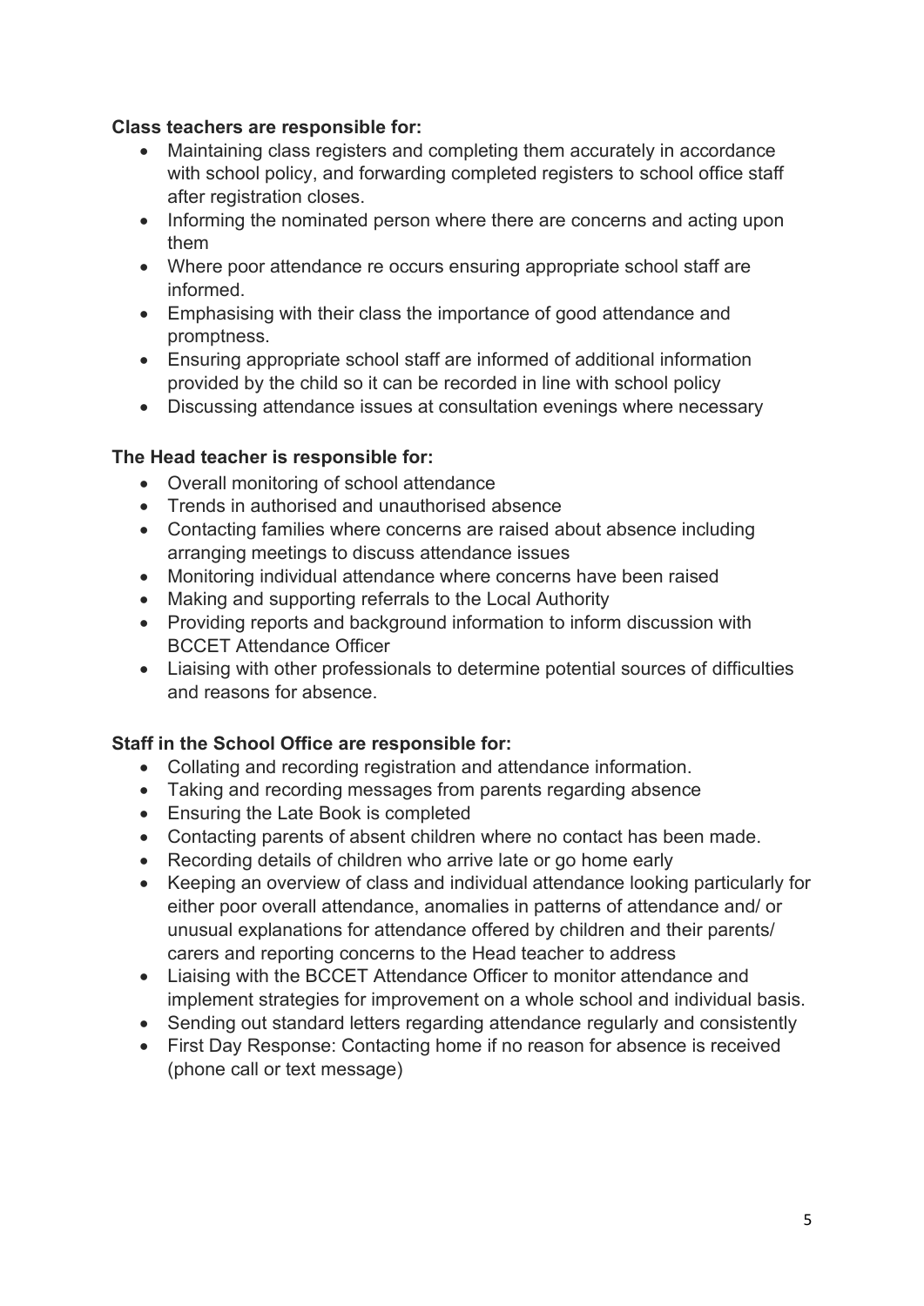**Class teachers are responsible for:**

- Maintaining class registers and completing them accurately in accordance with school policy, and forwarding completed registers to school office staff after registration closes.
- Informing the nominated person where there are concerns and acting upon them
- Where poor attendance re occurs ensuring appropriate school staff are informed.
- Emphasising with their class the importance of good attendance and promptness.
- Ensuring appropriate school staff are informed of additional information provided by the child so it can be recorded in line with school policy
- Discussing attendance issues at consultation evenings where necessary

**The Head teacher is responsible for:**

- Overall monitoring of school attendance
- Trends in authorised and unauthorised absence
- Contacting families where concerns are raised about absence including arranging meetings to discuss attendance issues
- Monitoring individual attendance where concerns have been raised
- Making and supporting referrals to the Local Authority
- Providing reports and background information to inform discussion with BCCET Attendance Officer
- Liaising with other professionals to determine potential sources of difficulties and reasons for absence.

**Staff in the School Office are responsible for:**

- Collating and recording registration and attendance information.
- Taking and recording messages from parents regarding absence
- Ensuring the Late Book is completed
- Contacting parents of absent children where no contact has been made.
- Recording details of children who arrive late or go home early
- Keeping an overview of class and individual attendance looking particularly for either poor overall attendance, anomalies in patterns of attendance and/ or unusual explanations for attendance offered by children and their parents/ carers and reporting concerns to the Head teacher to address
- Liaising with the BCCET Attendance Officer to monitor attendance and implement strategies for improvement on a whole school and individual basis.
- Sending out standard letters regarding attendance regularly and consistently
- First Day Response: Contacting home if no reason for absence is received (phone call or text message)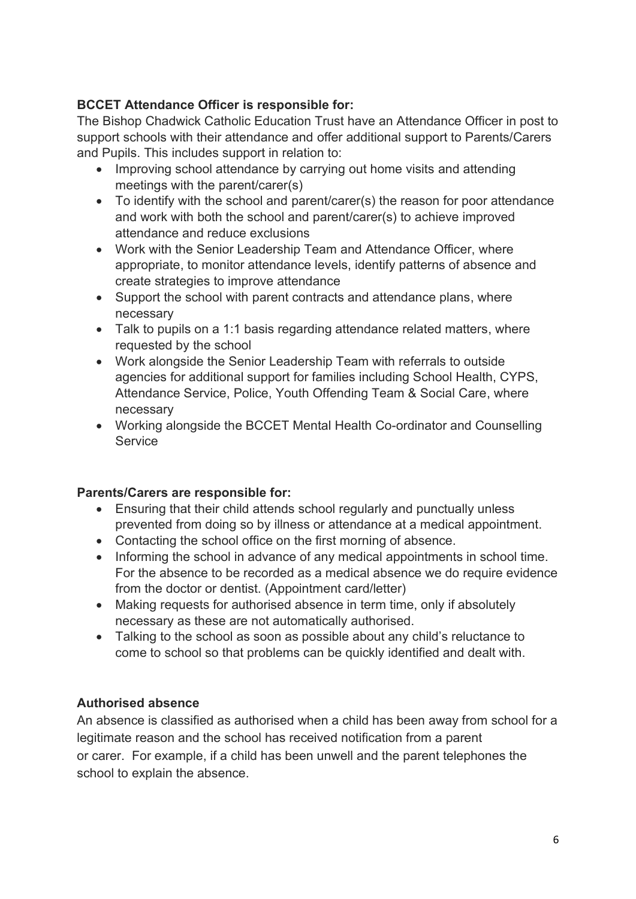**BCCET Attendance Officer is responsible for:**

The Bishop Chadwick Catholic Education Trust have an Attendance Officer in post to support schools with their attendance and offer additional support to Parents/Carers and Pupils. This includes support in relation to:

- Improving school attendance by carrying out home visits and attending meetings with the parent/carer(s)
- To identify with the school and parent/carer(s) the reason for poor attendance and work with both the school and parent/carer(s) to achieve improved attendance and reduce exclusions
- Work with the Senior Leadership Team and Attendance Officer, where appropriate, to monitor attendance levels, identify patterns of absence and create strategies to improve attendance
- Support the school with parent contracts and attendance plans, where necessary
- Talk to pupils on a 1:1 basis regarding attendance related matters, where requested by the school
- Work alongside the Senior Leadership Team with referrals to outside agencies for additional support for families including School Health, CYPS, Attendance Service, Police, Youth Offending Team & Social Care, where necessary
- Working alongside the BCCET Mental Health Co-ordinator and Counselling Service

**Parents/Carers are responsible for:**

- Ensuring that their child attends school regularly and punctually unless prevented from doing so by illness or attendance at a medical appointment.
- Contacting the school office on the first morning of absence.
- Informing the school in advance of any medical appointments in school time. For the absence to be recorded as a medical absence we do require evidence from the doctor or dentist. (Appointment card/letter)
- Making requests for authorised absence in term time, only if absolutely necessary as these are not automatically authorised.
- Talking to the school as soon as possible about any child's reluctance to come to school so that problems can be quickly identified and dealt with.

**Authorised absence**

An absence is classified as authorised when a child has been away from school for a legitimate reason and the school has received notification from a parent or carer. For example, if a child has been unwell and the parent telephones the school to explain the absence.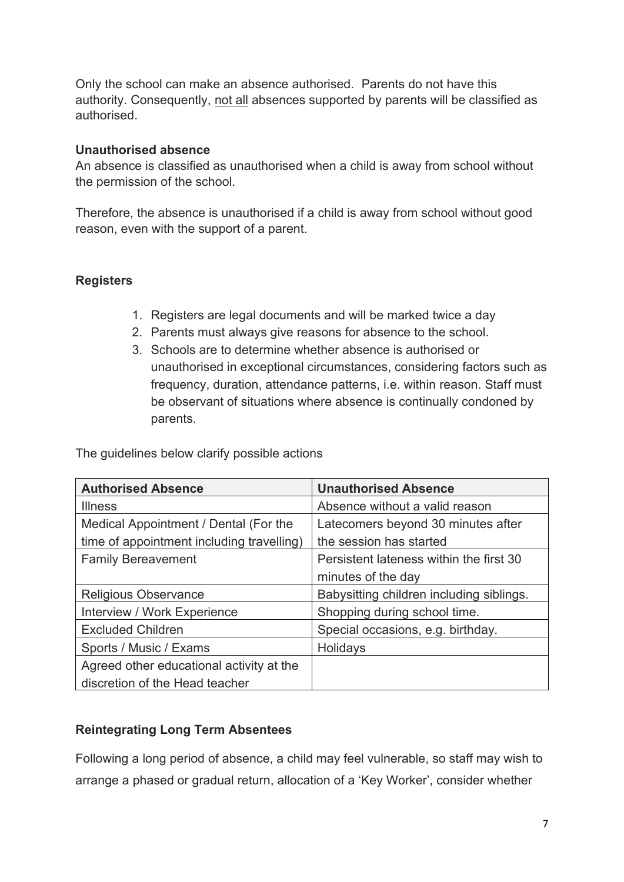Only the school can make an absence authorised. Parents do not have this authority. Consequently, <u>not all</u> absences supported by parents will be classified as authorised.

**Unauthorised absence**

An absence is classified as unauthorised when a child is away from school without the permission of the school.

Therefore, the absence is unauthorised if a child is away from school without good reason, even with the support of a parent.

**Registers**

1. Registers are legal documents and will be marked twice a day
2. Parents must always give reasons for absence to the school.
3. Schools are to determine whether absence is authorised or unauthorised in exceptional circumstances, considering factors such as frequency, duration, attendance patterns, i.e. within reason. Staff must be observant of situations where absence is continually condoned by parents.

The guidelines below clarify possible actions

| Authorised Absence | Unauthorised Absence |
|---|---|
| Illness | Absence without a valid reason |
| Medical Appointment / Dental (For the time of appointment including travelling) | Latecomers beyond 30 minutes after the session has started |
| Family Bereavement | Persistent lateness within the first 30 minutes of the day |
| Religious Observance | Babysitting children including siblings. |
| Interview / Work Experience | Shopping during school time. |
| Excluded Children | Special occasions, e.g. birthday. |
| Sports / Music / Exams | Holidays |
| Agreed other educational activity at the discretion of the Head teacher | |

**Reintegrating Long Term Absentees**

Following a long period of absence, a child may feel vulnerable, so staff may wish to arrange a phased or gradual return, allocation of a 'Key Worker', consider whether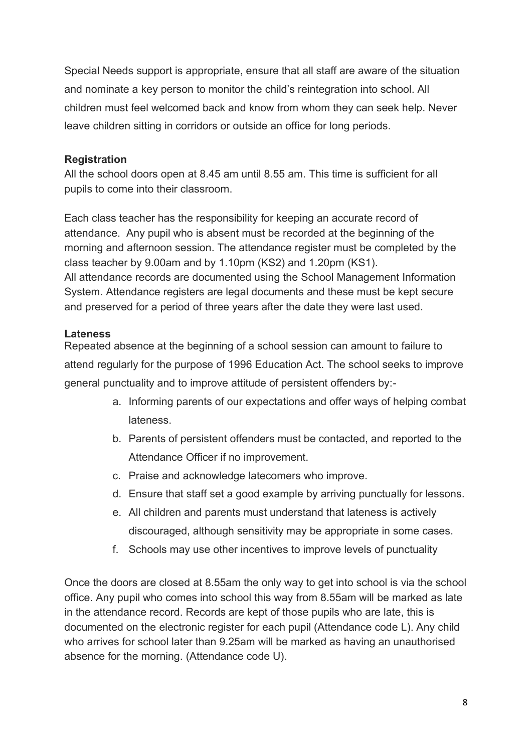Special Needs support is appropriate, ensure that all staff are aware of the situation and nominate a key person to monitor the child's reintegration into school. All children must feel welcomed back and know from whom they can seek help. Never leave children sitting in corridors or outside an office for long periods.

**Registration**

All the school doors open at 8.45 am until 8.55 am. This time is sufficient for all pupils to come into their classroom.

Each class teacher has the responsibility for keeping an accurate record of attendance. Any pupil who is absent must be recorded at the beginning of the morning and afternoon session. The attendance register must be completed by the class teacher by 9.00am and by 1.10pm (KS2) and 1.20pm (KS1).
All attendance records are documented using the School Management Information System. Attendance registers are legal documents and these must be kept secure and preserved for a period of three years after the date they were last used.

**Lateness**

Repeated absence at the beginning of a school session can amount to failure to attend regularly for the purpose of 1996 Education Act. The school seeks to improve general punctuality and to improve attitude of persistent offenders by:-

a. Informing parents of our expectations and offer ways of helping combat lateness.
b. Parents of persistent offenders must be contacted, and reported to the Attendance Officer if no improvement.
c. Praise and acknowledge latecomers who improve.
d. Ensure that staff set a good example by arriving punctually for lessons.
e. All children and parents must understand that lateness is actively discouraged, although sensitivity may be appropriate in some cases.
f. Schools may use other incentives to improve levels of punctuality

Once the doors are closed at 8.55am the only way to get into school is via the school office. Any pupil who comes into school this way from 8.55am will be marked as late in the attendance record. Records are kept of those pupils who are late, this is documented on the electronic register for each pupil (Attendance code L). Any child who arrives for school later than 9.25am will be marked as having an unauthorised absence for the morning. (Attendance code U).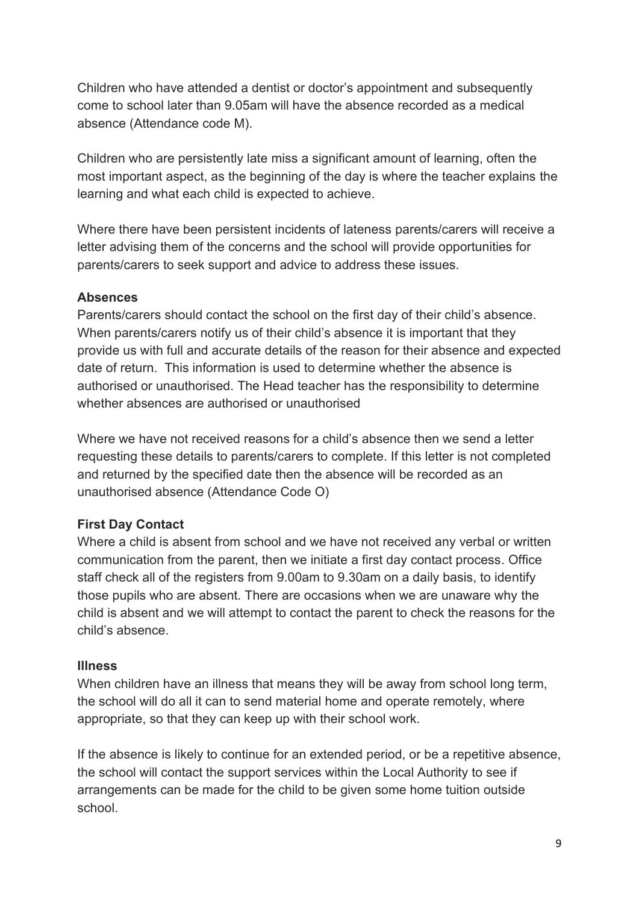Children who have attended a dentist or doctor's appointment and subsequently come to school later than 9.05am will have the absence recorded as a medical absence (Attendance code M).

Children who are persistently late miss a significant amount of learning, often the most important aspect, as the beginning of the day is where the teacher explains the learning and what each child is expected to achieve.

Where there have been persistent incidents of lateness parents/carers will receive a letter advising them of the concerns and the school will provide opportunities for parents/carers to seek support and advice to address these issues.

**Absences**

Parents/carers should contact the school on the first day of their child's absence. When parents/carers notify us of their child's absence it is important that they provide us with full and accurate details of the reason for their absence and expected date of return. This information is used to determine whether the absence is authorised or unauthorised. The Head teacher has the responsibility to determine whether absences are authorised or unauthorised

Where we have not received reasons for a child's absence then we send a letter requesting these details to parents/carers to complete. If this letter is not completed and returned by the specified date then the absence will be recorded as an unauthorised absence (Attendance Code O)

**First Day Contact**

Where a child is absent from school and we have not received any verbal or written communication from the parent, then we initiate a first day contact process. Office staff check all of the registers from 9.00am to 9.30am on a daily basis, to identify those pupils who are absent. There are occasions when we are unaware why the child is absent and we will attempt to contact the parent to check the reasons for the child's absence.

**Illness**

When children have an illness that means they will be away from school long term, the school will do all it can to send material home and operate remotely, where appropriate, so that they can keep up with their school work.

If the absence is likely to continue for an extended period, or be a repetitive absence, the school will contact the support services within the Local Authority to see if arrangements can be made for the child to be given some home tuition outside school.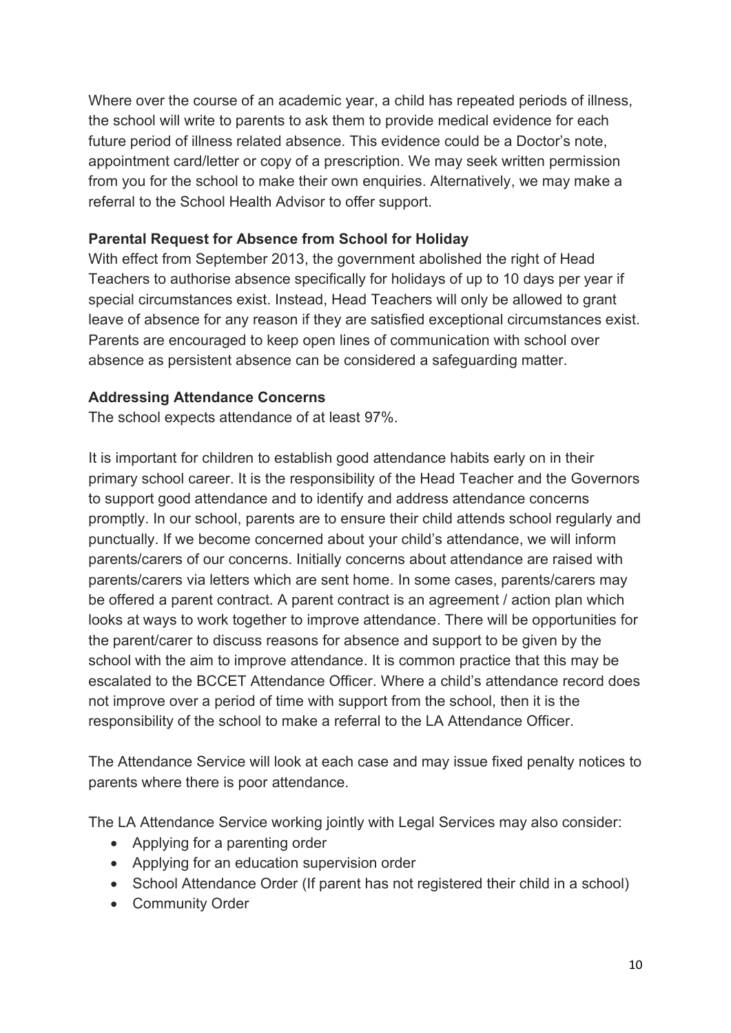Where over the course of an academic year, a child has repeated periods of illness, the school will write to parents to ask them to provide medical evidence for each future period of illness related absence. This evidence could be a Doctor's note, appointment card/letter or copy of a prescription. We may seek written permission from you for the school to make their own enquiries. Alternatively, we may make a referral to the School Health Advisor to offer support.

**Parental Request for Absence from School for Holiday**

With effect from September 2013, the government abolished the right of Head Teachers to authorise absence specifically for holidays of up to 10 days per year if special circumstances exist. Instead, Head Teachers will only be allowed to grant leave of absence for any reason if they are satisfied exceptional circumstances exist. Parents are encouraged to keep open lines of communication with school over absence as persistent absence can be considered a safeguarding matter.

**Addressing Attendance Concerns**

The school expects attendance of at least 97%.

It is important for children to establish good attendance habits early on in their primary school career. It is the responsibility of the Head Teacher and the Governors to support good attendance and to identify and address attendance concerns promptly. In our school, parents are to ensure their child attends school regularly and punctually. If we become concerned about your child's attendance, we will inform parents/carers of our concerns. Initially concerns about attendance are raised with parents/carers via letters which are sent home. In some cases, parents/carers may be offered a parent contract. A parent contract is an agreement / action plan which looks at ways to work together to improve attendance. There will be opportunities for the parent/carer to discuss reasons for absence and support to be given by the school with the aim to improve attendance. It is common practice that this may be escalated to the BCCET Attendance Officer. Where a child's attendance record does not improve over a period of time with support from the school, then it is the responsibility of the school to make a referral to the LA Attendance Officer.

The Attendance Service will look at each case and may issue fixed penalty notices to parents where there is poor attendance.

The LA Attendance Service working jointly with Legal Services may also consider:

- Applying for a parenting order
- Applying for an education supervision order
- School Attendance Order (If parent has not registered their child in a school)
- Community Order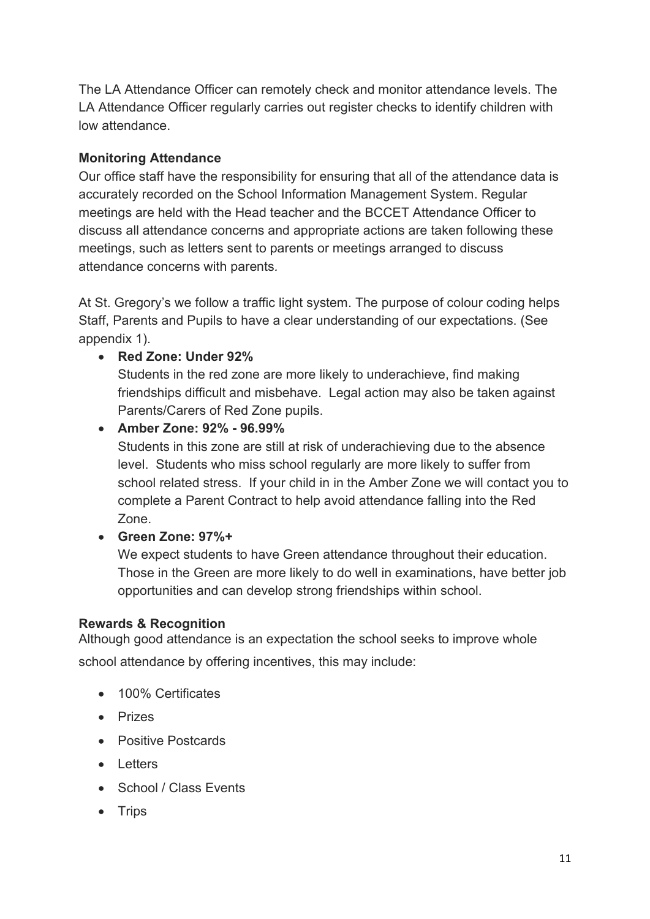The LA Attendance Officer can remotely check and monitor attendance levels. The LA Attendance Officer regularly carries out register checks to identify children with low attendance.

**Monitoring Attendance**

Our office staff have the responsibility for ensuring that all of the attendance data is accurately recorded on the School Information Management System. Regular meetings are held with the Head teacher and the BCCET Attendance Officer to discuss all attendance concerns and appropriate actions are taken following these meetings, such as letters sent to parents or meetings arranged to discuss attendance concerns with parents.

At St. Gregory's we follow a traffic light system. The purpose of colour coding helps Staff, Parents and Pupils to have a clear understanding of our expectations. (See appendix 1).

- **Red Zone: Under 92%**
  Students in the red zone are more likely to underachieve, find making friendships difficult and misbehave. Legal action may also be taken against Parents/Carers of Red Zone pupils.
- **Amber Zone: 92% - 96.99%**
  Students in this zone are still at risk of underachieving due to the absence level. Students who miss school regularly are more likely to suffer from school related stress. If your child in in the Amber Zone we will contact you to complete a Parent Contract to help avoid attendance falling into the Red Zone.
- **Green Zone: 97%+**
  We expect students to have Green attendance throughout their education. Those in the Green are more likely to do well in examinations, have better job opportunities and can develop strong friendships within school.

**Rewards & Recognition**

Although good attendance is an expectation the school seeks to improve whole school attendance by offering incentives, this may include:

- 100% Certificates
- Prizes
- Positive Postcards
- Letters
- School / Class Events
- Trips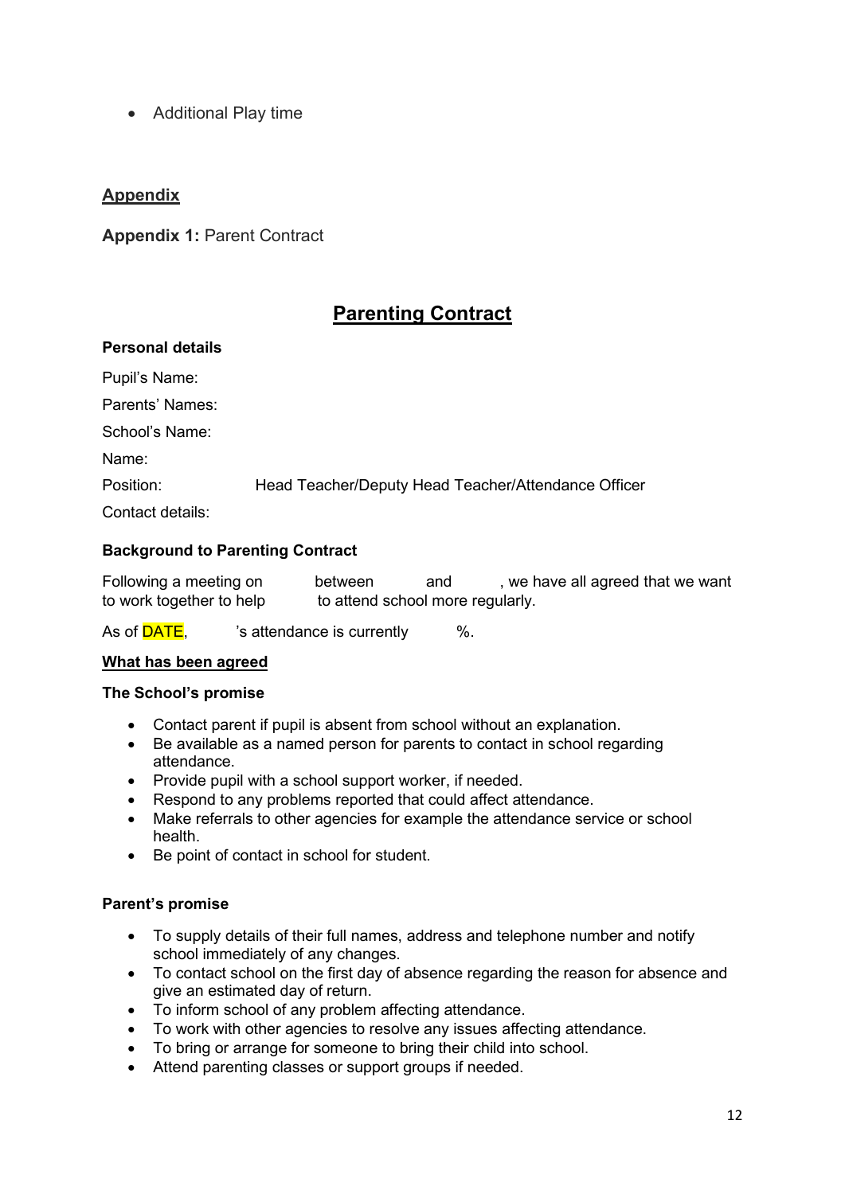- Additional Play time

## Appendix

**Appendix 1:** Parent Contract

# Parenting Contract

**Personal details**

Pupil's Name:

Parents' Names:

School's Name:

Name:

Position: Head Teacher/Deputy Head Teacher/Attendance Officer

Contact details:

**Background to Parenting Contract**

Following a meeting on between and , we have all agreed that we want to work together to help to attend school more regularly.

As of DATE, 's attendance is currently %.

**What has been agreed**

**The School's promise**

- Contact parent if pupil is absent from school without an explanation.
- Be available as a named person for parents to contact in school regarding attendance.
- Provide pupil with a school support worker, if needed.
- Respond to any problems reported that could affect attendance.
- Make referrals to other agencies for example the attendance service or school health.
- Be point of contact in school for student.

**Parent's promise**

- To supply details of their full names, address and telephone number and notify school immediately of any changes.
- To contact school on the first day of absence regarding the reason for absence and give an estimated day of return.
- To inform school of any problem affecting attendance.
- To work with other agencies to resolve any issues affecting attendance.
- To bring or arrange for someone to bring their child into school.
- Attend parenting classes or support groups if needed.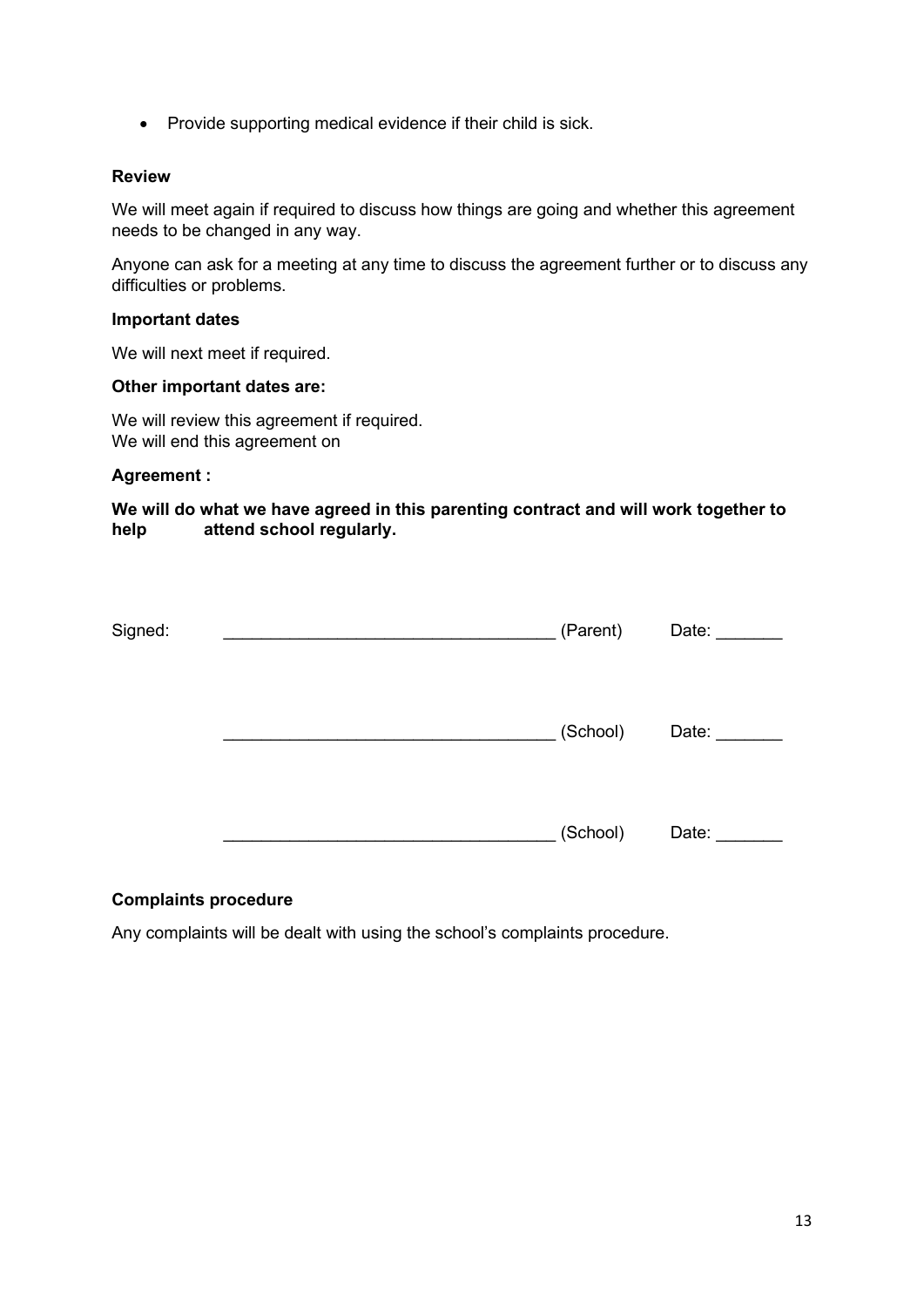- Provide supporting medical evidence if their child is sick.

**Review**

We will meet again if required to discuss how things are going and whether this agreement needs to be changed in any way.

Anyone can ask for a meeting at any time to discuss the agreement further or to discuss any difficulties or problems.

**Important dates**

We will next meet if required.

**Other important dates are:**

We will review this agreement if required.
We will end this agreement on

**Agreement :**

**We will do what we have agreed in this parenting contract and will work together to help attend school regularly.**

Signed: __________________________________ (Parent) Date: _______

__________________________________ (School) Date: _______

__________________________________ (School) Date: _______

**Complaints procedure**

Any complaints will be dealt with using the school's complaints procedure.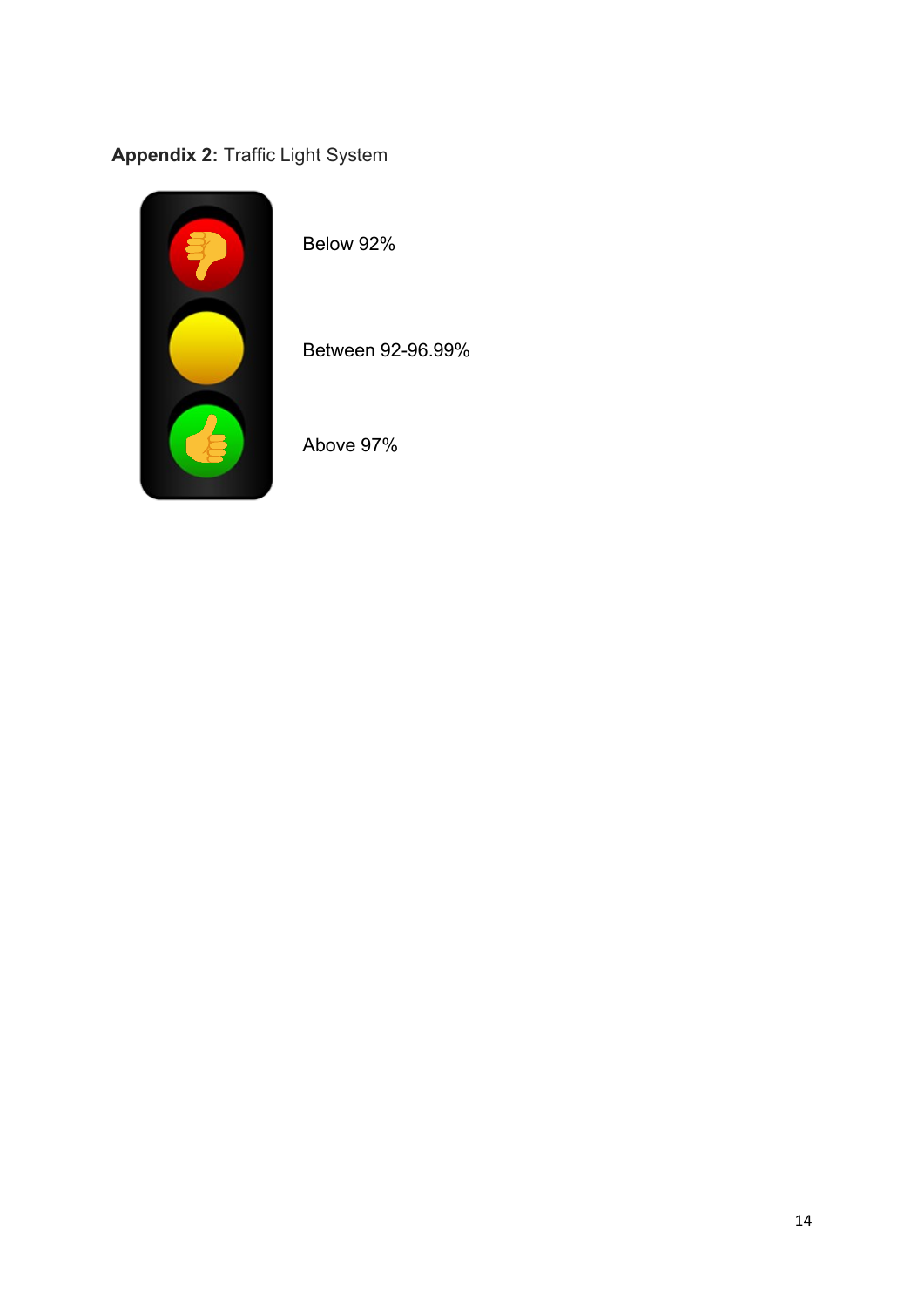**Appendix 2:** Traffic Light System

Below 92%

Between 92-96.99%

Above 97%